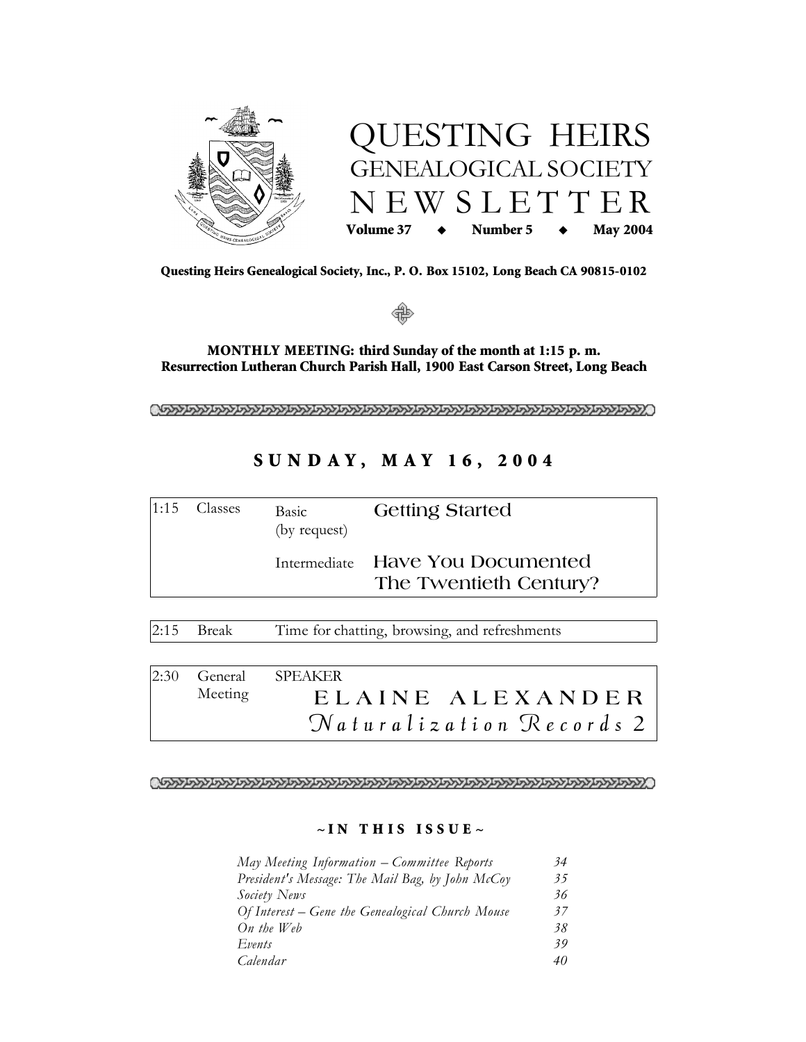# QUESTING HEIRS GENEALOGICAL SOCIETY NEWSLETTER

**Volume 37 ◆ Number 5 ◆ May 2004**

**Questing Heirs Genealogical Society, Inc., P. O. Box 15102, Long Beach CA 90815-0102**

**MONTHLY MEETING: third Sunday of the month at 1:15 p. m.**
**Resurrection Lutheran Church Parish Hall, 1900 East Carson Street, Long Beach**

## SUNDAY, MAY 16, 2004

| | | | |
|---|---|---|---|
| 1:15 | Classes | Basic (by request) | Getting Started |
| | | Intermediate | Have You Documented The Twentieth Century? |

| | | |
|---|---|---|
| 2:15 | Break | Time for chatting, browsing, and refreshments |

| | | |
|---|---|---|
| 2:30 | General Meeting | SPEAKER<br>ELAINE ALEXANDER<br>*Naturalization Records 2* |

### ~IN THIS ISSUE~

| | |
|---|---|
| *May Meeting Information – Committee Reports* | *34* |
| *President's Message: The Mail Bag, by John McCoy* | *35* |
| *Society News* | *36* |
| *Of Interest – Gene the Genealogical Church Mouse* | *37* |
| *On the Web* | *38* |
| *Events* | *39* |
| *Calendar* | *40* |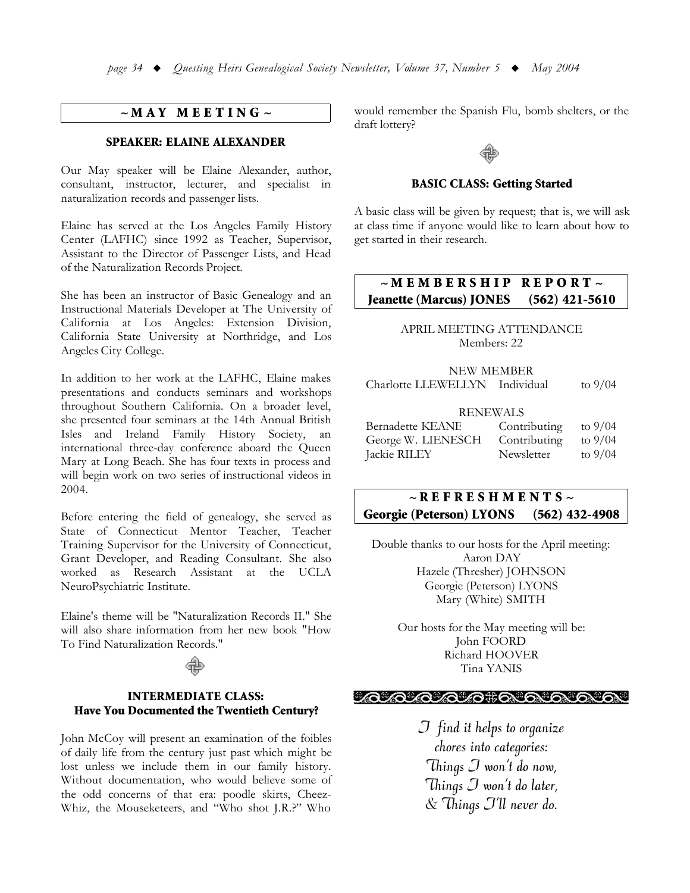## ~ MAY MEETING ~

### SPEAKER: ELAINE ALEXANDER

Our May speaker will be Elaine Alexander, author, consultant, instructor, lecturer, and specialist in naturalization records and passenger lists.

Elaine has served at the Los Angeles Family History Center (LAFHC) since 1992 as Teacher, Supervisor, Assistant to the Director of Passenger Lists, and Head of the Naturalization Records Project.

She has been an instructor of Basic Genealogy and an Instructional Materials Developer at The University of California at Los Angeles: Extension Division, California State University at Northridge, and Los Angeles City College.

In addition to her work at the LAFHC, Elaine makes presentations and conducts seminars and workshops throughout Southern California. On a broader level, she presented four seminars at the 14th Annual British Isles and Ireland Family History Society, an international three-day conference aboard the Queen Mary at Long Beach. She has four texts in process and will begin work on two series of instructional videos in 2004.

Before entering the field of genealogy, she served as State of Connecticut Mentor Teacher, Teacher Training Supervisor for the University of Connecticut, Grant Developer, and Reading Consultant. She also worked as Research Assistant at the UCLA NeuroPsychiatric Institute.

Elaine's theme will be "Naturalization Records II." She will also share information from her new book "How To Find Naturalization Records."

### INTERMEDIATE CLASS: Have You Documented the Twentieth Century?

John McCoy will present an examination of the foibles of daily life from the century just past which might be lost unless we include them in our family history. Without documentation, who would believe some of the odd concerns of that era: poodle skirts, Cheez-Whiz, the Mouseketeers, and "Who shot J.R.?" Who would remember the Spanish Flu, bomb shelters, or the draft lottery?

### BASIC CLASS: Getting Started

A basic class will be given by request; that is, we will ask at class time if anyone would like to learn about how to get started in their research.

## ~ MEMBERSHIP REPORT ~

**Jeanette (Marcus) JONES (562) 421-5610**

APRIL MEETING ATTENDANCE
Members: 22

NEW MEMBER

| | | |
|---|---|---|
| Charlotte LLEWELLYN | Individual | to 9/04 |

RENEWALS

| | | |
|---|---|---|
| Bernadette KEANE | Contributing | to 9/04 |
| George W. LIENESCH | Contributing | to 9/04 |
| Jackie RILEY | Newsletter | to 9/04 |

## ~ REFRESHMENTS ~

**Georgie (Peterson) LYONS (562) 432-4908**

Double thanks to our hosts for the April meeting:
Aaron DAY
Hazele (Thresher) JOHNSON
Georgie (Peterson) LYONS
Mary (White) SMITH

Our hosts for the May meeting will be:
John FOORD
Richard HOOVER
Tina YANIS

*I find it helps to organize chores into categories:*
*Things I won't do now,*
*Things I won't do later,*
*& Things I'll never do.*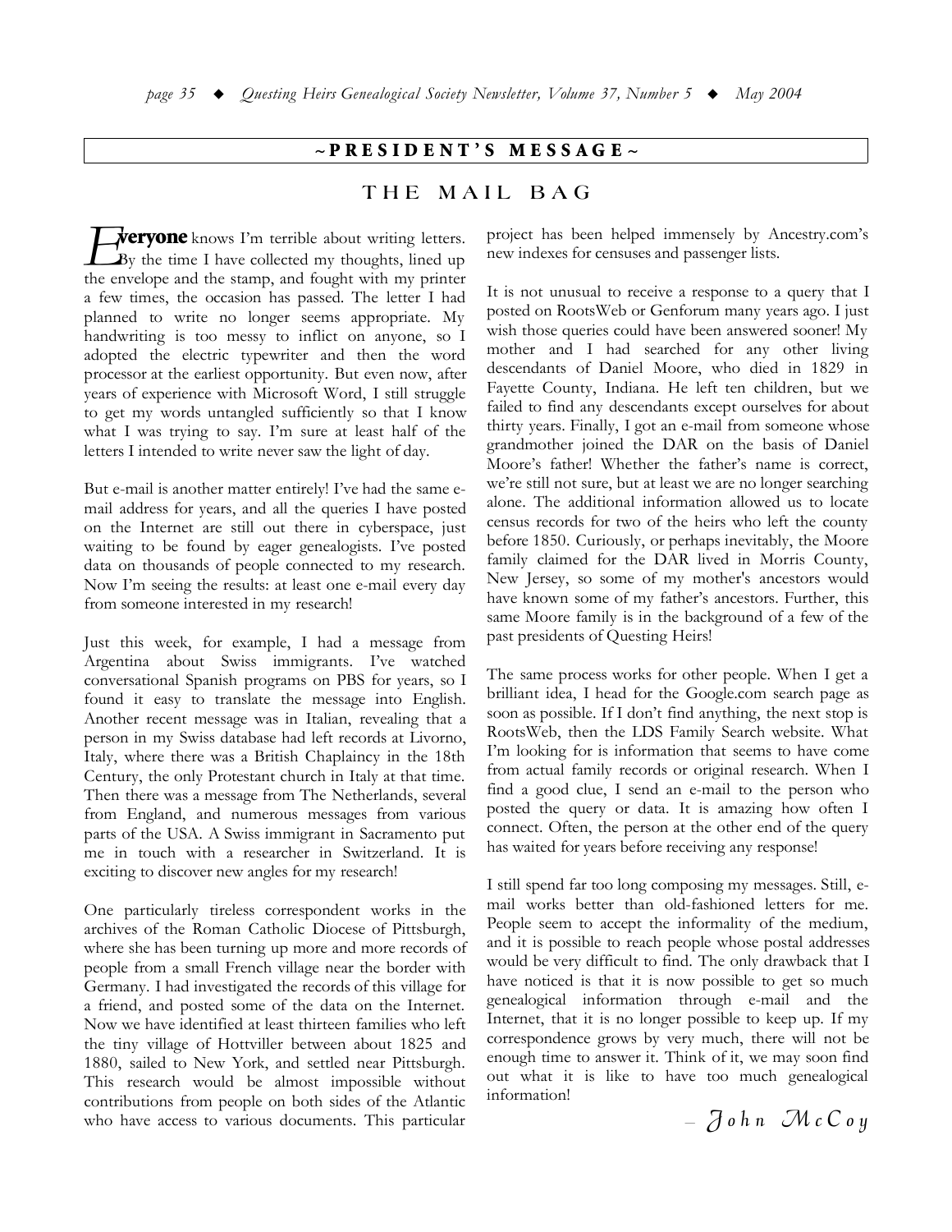## ~PRESIDENT'S MESSAGE~

### THE MAIL BAG

**Everyone** knows I'm terrible about writing letters. By the time I have collected my thoughts, lined up the envelope and the stamp, and fought with my printer a few times, the occasion has passed. The letter I had planned to write no longer seems appropriate. My handwriting is too messy to inflict on anyone, so I adopted the electric typewriter and then the word processor at the earliest opportunity. But even now, after years of experience with Microsoft Word, I still struggle to get my words untangled sufficiently so that I know what I was trying to say. I'm sure at least half of the letters I intended to write never saw the light of day.

But e-mail is another matter entirely! I've had the same e-mail address for years, and all the queries I have posted on the Internet are still out there in cyberspace, just waiting to be found by eager genealogists. I've posted data on thousands of people connected to my research. Now I'm seeing the results: at least one e-mail every day from someone interested in my research!

Just this week, for example, I had a message from Argentina about Swiss immigrants. I've watched conversational Spanish programs on PBS for years, so I found it easy to translate the message into English. Another recent message was in Italian, revealing that a person in my Swiss database had left records at Livorno, Italy, where there was a British Chaplaincy in the 18th Century, the only Protestant church in Italy at that time. Then there was a message from The Netherlands, several from England, and numerous messages from various parts of the USA. A Swiss immigrant in Sacramento put me in touch with a researcher in Switzerland. It is exciting to discover new angles for my research!

One particularly tireless correspondent works in the archives of the Roman Catholic Diocese of Pittsburgh, where she has been turning up more and more records of people from a small French village near the border with Germany. I had investigated the records of this village for a friend, and posted some of the data on the Internet. Now we have identified at least thirteen families who left the tiny village of Hottviller between about 1825 and 1880, sailed to New York, and settled near Pittsburgh. This research would be almost impossible without contributions from people on both sides of the Atlantic who have access to various documents. This particular project has been helped immensely by Ancestry.com's new indexes for censuses and passenger lists.

It is not unusual to receive a response to a query that I posted on RootsWeb or Genforum many years ago. I just wish those queries could have been answered sooner! My mother and I had searched for any other living descendants of Daniel Moore, who died in 1829 in Fayette County, Indiana. He left ten children, but we failed to find any descendants except ourselves for about thirty years. Finally, I got an e-mail from someone whose grandmother joined the DAR on the basis of Daniel Moore's father! Whether the father's name is correct, we're still not sure, but at least we are no longer searching alone. The additional information allowed us to locate census records for two of the heirs who left the county before 1850. Curiously, or perhaps inevitably, the Moore family claimed for the DAR lived in Morris County, New Jersey, so some of my mother's ancestors would have known some of my father's ancestors. Further, this same Moore family is in the background of a few of the past presidents of Questing Heirs!

The same process works for other people. When I get a brilliant idea, I head for the Google.com search page as soon as possible. If I don't find anything, the next stop is RootsWeb, then the LDS Family Search website. What I'm looking for is information that seems to have come from actual family records or original research. When I find a good clue, I send an e-mail to the person who posted the query or data. It is amazing how often I connect. Often, the person at the other end of the query has waited for years before receiving any response!

I still spend far too long composing my messages. Still, e-mail works better than old-fashioned letters for me. People seem to accept the informality of the medium, and it is possible to reach people whose postal addresses would be very difficult to find. The only drawback that I have noticed is that it is now possible to get so much genealogical information through e-mail and the Internet, that it is no longer possible to keep up. If my correspondence grows by very much, there will not be enough time to answer it. Think of it, we may soon find out what it is like to have too much genealogical information!

*– John McCoy*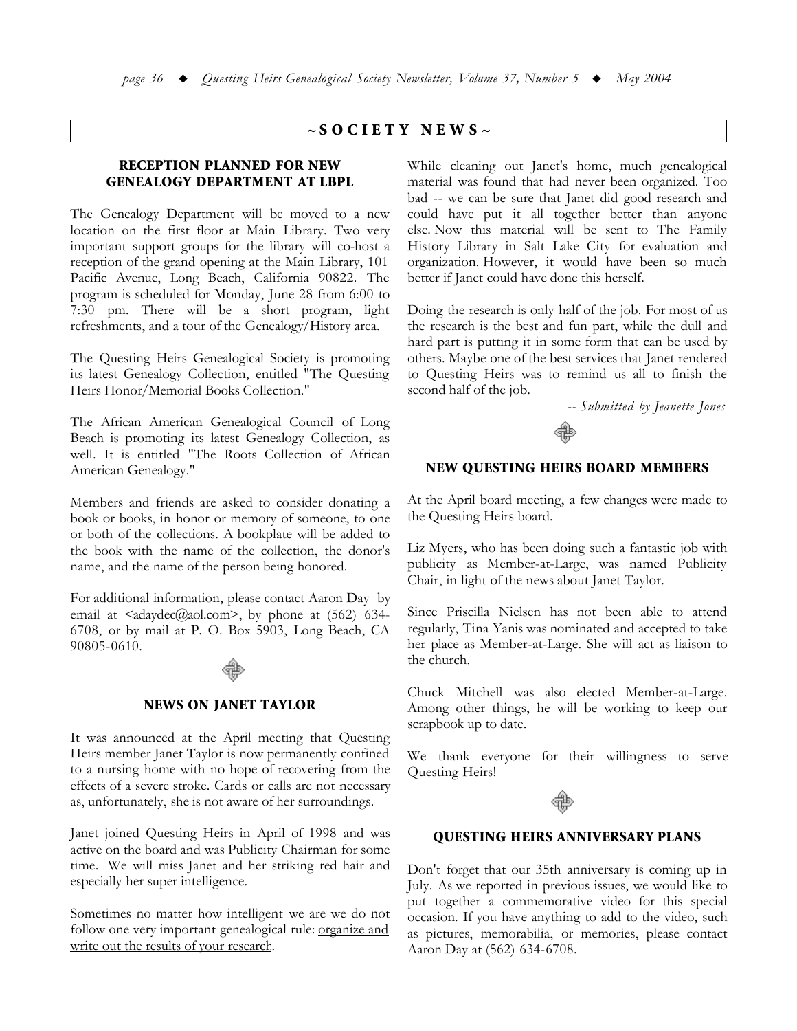## ~SOCIETY NEWS~

### RECEPTION PLANNED FOR NEW GENEALOGY DEPARTMENT AT LBPL

The Genealogy Department will be moved to a new location on the first floor at Main Library. Two very important support groups for the library will co-host a reception of the grand opening at the Main Library, 101 Pacific Avenue, Long Beach, California 90822. The program is scheduled for Monday, June 28 from 6:00 to 7:30 pm. There will be a short program, light refreshments, and a tour of the Genealogy/History area.

The Questing Heirs Genealogical Society is promoting its latest Genealogy Collection, entitled "The Questing Heirs Honor/Memorial Books Collection."

The African American Genealogical Council of Long Beach is promoting its latest Genealogy Collection, as well. It is entitled "The Roots Collection of African American Genealogy."

Members and friends are asked to consider donating a book or books, in honor or memory of someone, to one or both of the collections. A bookplate will be added to the book with the name of the collection, the donor's name, and the name of the person being honored.

For additional information, please contact Aaron Day by email at <adaydec@aol.com>, by phone at (562) 634-6708, or by mail at P. O. Box 5903, Long Beach, CA 90805-0610.

### NEWS ON JANET TAYLOR

It was announced at the April meeting that Questing Heirs member Janet Taylor is now permanently confined to a nursing home with no hope of recovering from the effects of a severe stroke. Cards or calls are not necessary as, unfortunately, she is not aware of her surroundings.

Janet joined Questing Heirs in April of 1998 and was active on the board and was Publicity Chairman for some time. We will miss Janet and her striking red hair and especially her super intelligence.

Sometimes no matter how intelligent we are we do not follow one very important genealogical rule: organize and write out the results of your research.

While cleaning out Janet's home, much genealogical material was found that had never been organized. Too bad -- we can be sure that Janet did good research and could have put it all together better than anyone else. Now this material will be sent to The Family History Library in Salt Lake City for evaluation and organization. However, it would have been so much better if Janet could have done this herself.

Doing the research is only half of the job. For most of us the research is the best and fun part, while the dull and hard part is putting it in some form that can be used by others. Maybe one of the best services that Janet rendered to Questing Heirs was to remind us all to finish the second half of the job.

*-- Submitted by Jeanette Jones*

### NEW QUESTING HEIRS BOARD MEMBERS

At the April board meeting, a few changes were made to the Questing Heirs board.

Liz Myers, who has been doing such a fantastic job with publicity as Member-at-Large, was named Publicity Chair, in light of the news about Janet Taylor.

Since Priscilla Nielsen has not been able to attend regularly, Tina Yanis was nominated and accepted to take her place as Member-at-Large. She will act as liaison to the church.

Chuck Mitchell was also elected Member-at-Large. Among other things, he will be working to keep our scrapbook up to date.

We thank everyone for their willingness to serve Questing Heirs!

### QUESTING HEIRS ANNIVERSARY PLANS

Don't forget that our 35th anniversary is coming up in July. As we reported in previous issues, we would like to put together a commemorative video for this special occasion. If you have anything to add to the video, such as pictures, memorabilia, or memories, please contact Aaron Day at (562) 634-6708.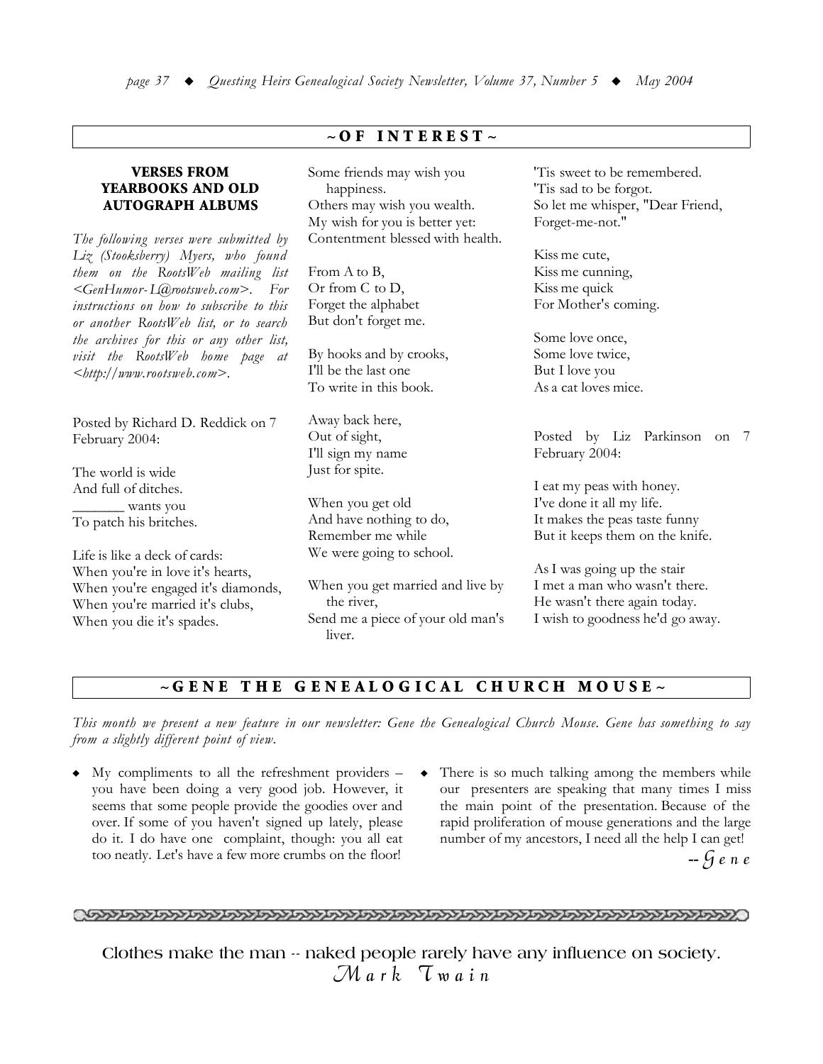## ~OF INTEREST~

### VERSES FROM YEARBOOKS AND OLD AUTOGRAPH ALBUMS

*The following verses were submitted by Liz (Stooksberry) Myers, who found them on the RootsWeb mailing list <GenHumor-L@rootsweb.com>. For instructions on how to subscribe to this or another RootsWeb list, or to search the archives for this or any other list, visit the RootsWeb home page at <http://www.rootsweb.com>.*

Posted by Richard D. Reddick on 7 February 2004:

The world is wide
And full of ditches.
_______ wants you
To patch his britches.

Life is like a deck of cards:
When you're in love it's hearts,
When you're engaged it's diamonds,
When you're married it's clubs,
When you die it's spades.

Some friends may wish you happiness.
Others may wish you wealth.
My wish for you is better yet:
Contentment blessed with health.

From A to B,
Or from C to D,
Forget the alphabet
But don't forget me.

By hooks and by crooks,
I'll be the last one
To write in this book.

Away back here,
Out of sight,
I'll sign my name
Just for spite.

When you get old
And have nothing to do,
Remember me while
We were going to school.

When you get married and live by the river,
Send me a piece of your old man's liver.

'Tis sweet to be remembered.
'Tis sad to be forgot.
So let me whisper, "Dear Friend,
Forget-me-not."

Kiss me cute,
Kiss me cunning,
Kiss me quick
For Mother's coming.

Some love once,
Some love twice,
But I love you
As a cat loves mice.

Posted by Liz Parkinson on 7 February 2004:

I eat my peas with honey.
I've done it all my life.
It makes the peas taste funny
But it keeps them on the knife.

As I was going up the stair
I met a man who wasn't there.
He wasn't there again today.
I wish to goodness he'd go away.

## ~GENE THE GENEALOGICAL CHURCH MOUSE~

*This month we present a new feature in our newsletter: Gene the Genealogical Church Mouse. Gene has something to say from a slightly different point of view.*

- My compliments to all the refreshment providers – you have been doing a very good job. However, it seems that some people provide the goodies over and over. If some of you haven't signed up lately, please do it. I do have one complaint, though: you all eat too neatly. Let's have a few more crumbs on the floor!
- There is so much talking among the members while our presenters are speaking that many times I miss the main point of the presentation. Because of the rapid proliferation of mouse generations and the large number of my ancestors, I need all the help I can get!

-- *Gene*

Clothes make the man -- naked people rarely have any influence on society.
*Mark Twain*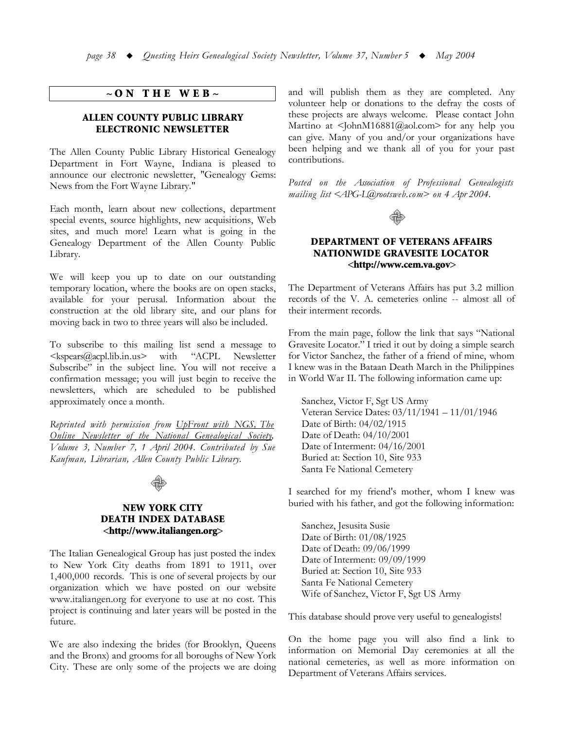## ~ON THE WEB~

### ALLEN COUNTY PUBLIC LIBRARY ELECTRONIC NEWSLETTER

The Allen County Public Library Historical Genealogy Department in Fort Wayne, Indiana is pleased to announce our electronic newsletter, "Genealogy Gems: News from the Fort Wayne Library."

Each month, learn about new collections, department special events, source highlights, new acquisitions, Web sites, and much more! Learn what is going in the Genealogy Department of the Allen County Public Library.

We will keep you up to date on our outstanding temporary location, where the books are on open stacks, available for your perusal. Information about the construction at the old library site, and our plans for moving back in two to three years will also be included.

To subscribe to this mailing list send a message to <kspears@acpl.lib.in.us> with "ACPL Newsletter Subscribe" in the subject line. You will not receive a confirmation message; you will just begin to receive the newsletters, which are scheduled to be published approximately once a month.

*Reprinted with permission from UpFront with NGS, The Online Newsletter of the National Genealogical Society, Volume 3, Number 7, 1 April 2004. Contributed by Sue Kaufman, Librarian, Allen County Public Library.*

### NEW YORK CITY DEATH INDEX DATABASE <http://www.italiangen.org>

The Italian Genealogical Group has just posted the index to New York City deaths from 1891 to 1911, over 1,400,000 records. This is one of several projects by our organization which we have posted on our website www.italiangen.org for everyone to use at no cost. This project is continuing and later years will be posted in the future.

We are also indexing the brides (for Brooklyn, Queens and the Bronx) and grooms for all boroughs of New York City. These are only some of the projects we are doing and will publish them as they are completed. Any volunteer help or donations to the defray the costs of these projects are always welcome. Please contact John Martino at <JohnM16881@aol.com> for any help you can give. Many of you and/or your organizations have been helping and we thank all of you for your past contributions.

*Posted on the Association of Professional Genealogists mailing list <APG-L@rootsweb.com> on 4 Apr 2004.*

### DEPARTMENT OF VETERANS AFFAIRS NATIONWIDE GRAVESITE LOCATOR <http://www.cem.va.gov>

The Department of Veterans Affairs has put 3.2 million records of the V. A. cemeteries online -- almost all of their interment records.

From the main page, follow the link that says "National Gravesite Locator." I tried it out by doing a simple search for Victor Sanchez, the father of a friend of mine, whom I knew was in the Bataan Death March in the Philippines in World War II. The following information came up:

> Sanchez, Victor F, Sgt US Army
> Veteran Service Dates: 03/11/1941 – 11/01/1946
> Date of Birth: 04/02/1915
> Date of Death: 04/10/2001
> Date of Interment: 04/16/2001
> Buried at: Section 10, Site 933
> Santa Fe National Cemetery

I searched for my friend's mother, whom I knew was buried with his father, and got the following information:

> Sanchez, Jesusita Susie
> Date of Birth: 01/08/1925
> Date of Death: 09/06/1999
> Date of Interment: 09/09/1999
> Buried at: Section 10, Site 933
> Santa Fe National Cemetery
> Wife of Sanchez, Victor F, Sgt US Army

This database should prove very useful to genealogists!

On the home page you will also find a link to information on Memorial Day ceremonies at all the national cemeteries, as well as more information on Department of Veterans Affairs services.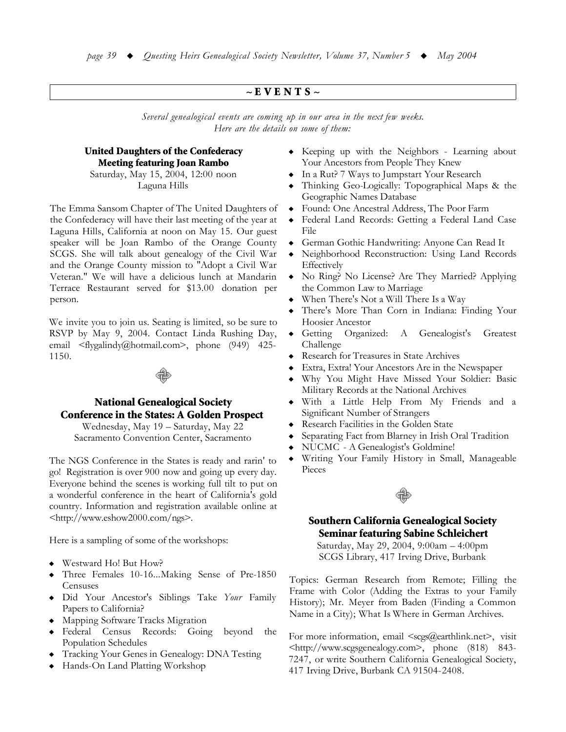## ~ E V E N T S ~

*Several genealogical events are coming up in our area in the next few weeks. Here are the details on some of them:*

### United Daughters of the Confederacy Meeting featuring Joan Rambo

Saturday, May 15, 2004, 12:00 noon
Laguna Hills

The Emma Sansom Chapter of The United Daughters of the Confederacy will have their last meeting of the year at Laguna Hills, California at noon on May 15. Our guest speaker will be Joan Rambo of the Orange County SCGS. She will talk about genealogy of the Civil War and the Orange County mission to "Adopt a Civil War Veteran." We will have a delicious lunch at Mandarin Terrace Restaurant served for $13.00 donation per person.

We invite you to join us. Seating is limited, so be sure to RSVP by May 9, 2004. Contact Linda Rushing Day, email <flygalindy@hotmail.com>, phone (949) 425-1150.

### National Genealogical Society Conference in the States: A Golden Prospect

Wednesday, May 19 – Saturday, May 22
Sacramento Convention Center, Sacramento

The NGS Conference in the States is ready and rarin' to go! Registration is over 900 now and going up every day. Everyone behind the scenes is working full tilt to put on a wonderful conference in the heart of California's gold country. Information and registration available online at <http://www.eshow2000.com/ngs>.

Here is a sampling of some of the workshops:

- Westward Ho! But How?
- Three Females 10-16...Making Sense of Pre-1850 Censuses
- Did Your Ancestor's Siblings Take *Your* Family Papers to California?
- Mapping Software Tracks Migration
- Federal Census Records: Going beyond the Population Schedules
- Tracking Your Genes in Genealogy: DNA Testing
- Hands-On Land Platting Workshop
- Keeping up with the Neighbors - Learning about Your Ancestors from People They Knew
- In a Rut? 7 Ways to Jumpstart Your Research
- Thinking Geo-Logically: Topographical Maps & the Geographic Names Database
- Found: One Ancestral Address, The Poor Farm
- Federal Land Records: Getting a Federal Land Case File
- German Gothic Handwriting: Anyone Can Read It
- Neighborhood Reconstruction: Using Land Records Effectively
- No Ring? No License? Are They Married? Applying the Common Law to Marriage
- When There's Not a Will There Is a Way
- There's More Than Corn in Indiana: Finding Your Hoosier Ancestor
- Getting Organized: A Genealogist's Greatest Challenge
- Research for Treasures in State Archives
- Extra, Extra! Your Ancestors Are in the Newspaper
- Why You Might Have Missed Your Soldier: Basic Military Records at the National Archives
- With a Little Help From My Friends and a Significant Number of Strangers
- Research Facilities in the Golden State
- Separating Fact from Blarney in Irish Oral Tradition
- NUCMC - A Genealogist's Goldmine!
- Writing Your Family History in Small, Manageable Pieces

### Southern California Genealogical Society Seminar featuring Sabine Schleichert

Saturday, May 29, 2004, 9:00am – 4:00pm
SCGS Library, 417 Irving Drive, Burbank

Topics: German Research from Remote; Filling the Frame with Color (Adding the Extras to your Family History); Mr. Meyer from Baden (Finding a Common Name in a City); What Is Where in German Archives.

For more information, email <scgs@earthlink.net>, visit <http://www.scgsgenealogy.com>, phone (818) 843-7247, or write Southern California Genealogical Society, 417 Irving Drive, Burbank CA 91504-2408.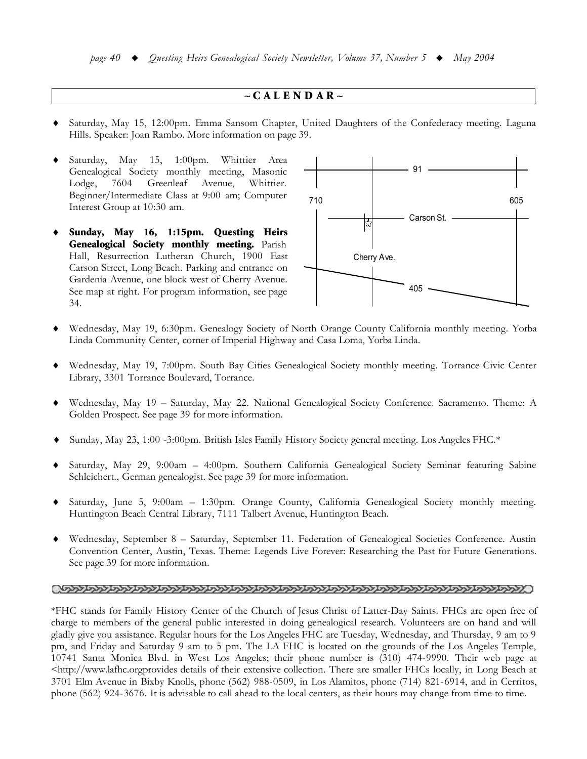## ~ C A L E N D A R ~

- Saturday, May 15, 12:00pm. Emma Sansom Chapter, United Daughters of the Confederacy meeting. Laguna Hills. Speaker: Joan Rambo. More information on page 39.

- Saturday, May 15, 1:00pm. Whittier Area Genealogical Society monthly meeting, Masonic Lodge, 7604 Greenleaf Avenue, Whittier. Beginner/Intermediate Class at 9:00 am; Computer Interest Group at 10:30 am.

- **Sunday, May 16, 1:15pm. Questing Heirs Genealogical Society monthly meeting.** Parish Hall, Resurrection Lutheran Church, 1900 East Carson Street, Long Beach. Parking and entrance on Gardenia Avenue, one block west of Cherry Avenue. See map at right. For program information, see page 34.

91
710
605
Carson St.
Cherry Ave.
405

- Wednesday, May 19, 6:30pm. Genealogy Society of North Orange County California monthly meeting. Yorba Linda Community Center, corner of Imperial Highway and Casa Loma, Yorba Linda.

- Wednesday, May 19, 7:00pm. South Bay Cities Genealogical Society monthly meeting. Torrance Civic Center Library, 3301 Torrance Boulevard, Torrance.

- Wednesday, May 19 – Saturday, May 22. National Genealogical Society Conference. Sacramento. Theme: A Golden Prospect. See page 39 for more information.

- Sunday, May 23, 1:00 -3:00pm. British Isles Family History Society general meeting. Los Angeles FHC.*

- Saturday, May 29, 9:00am – 4:00pm. Southern California Genealogical Society Seminar featuring Sabine Schleichert., German genealogist. See page 39 for more information.

- Saturday, June 5, 9:00am – 1:30pm. Orange County, California Genealogical Society monthly meeting. Huntington Beach Central Library, 7111 Talbert Avenue, Huntington Beach.

- Wednesday, September 8 – Saturday, September 11. Federation of Genealogical Societies Conference. Austin Convention Center, Austin, Texas. Theme: Legends Live Forever: Researching the Past for Future Generations. See page 39 for more information.

---

*FHC stands for Family History Center of the Church of Jesus Christ of Latter-Day Saints. FHCs are open free of charge to members of the general public interested in doing genealogical research. Volunteers are on hand and will gladly give you assistance. Regular hours for the Los Angeles FHC are Tuesday, Wednesday, and Thursday, 9 am to 9 pm, and Friday and Saturday 9 am to 5 pm. The LA FHC is located on the grounds of the Los Angeles Temple, 10741 Santa Monica Blvd. in West Los Angeles; their phone number is (310) 474-9990. Their web page at <http://www.lafhc.orgprovides details of their extensive collection. There are smaller FHCs locally, in Long Beach at 3701 Elm Avenue in Bixby Knolls, phone (562) 988-0509, in Los Alamitos, phone (714) 821-6914, and in Cerritos, phone (562) 924-3676. It is advisable to call ahead to the local centers, as their hours may change from time to time.